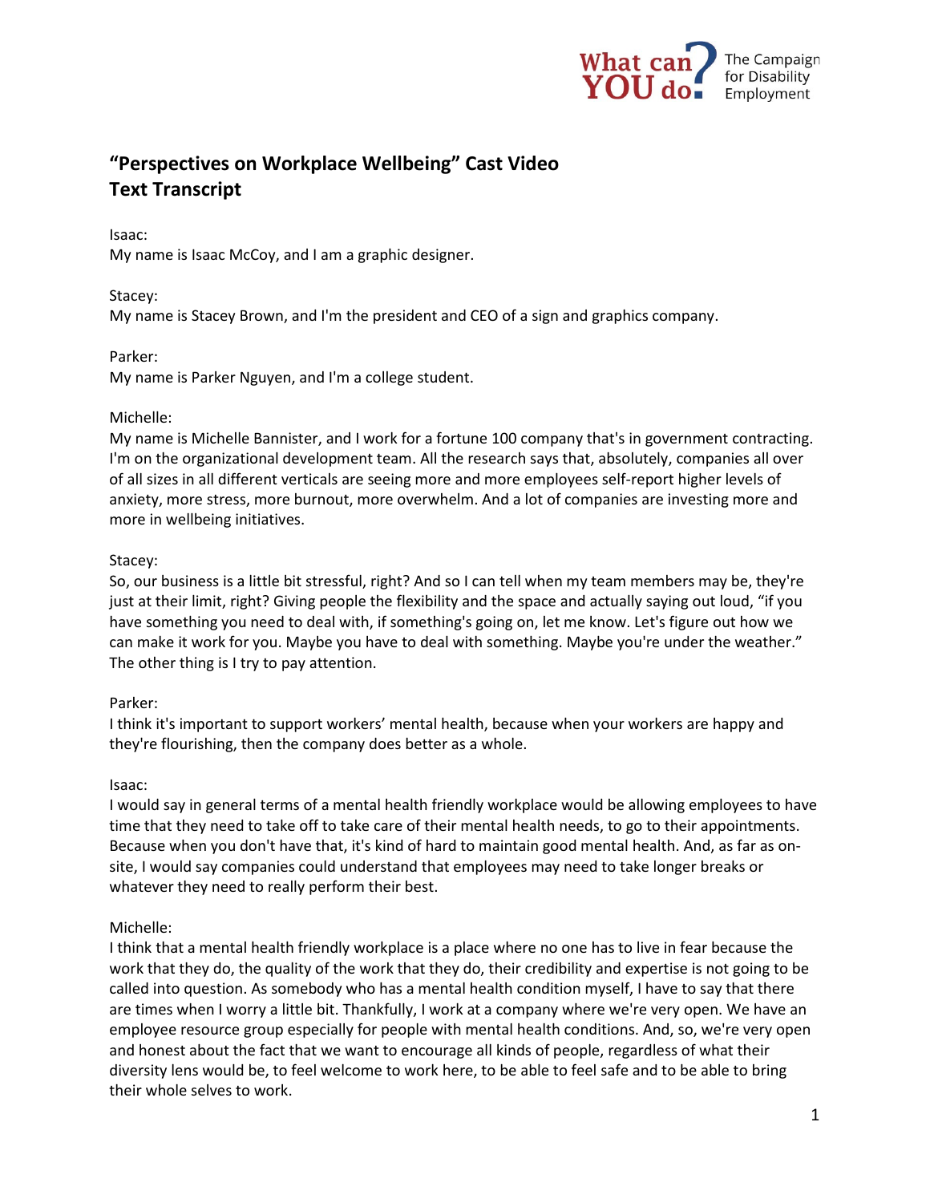# "Perspectives on Workplace Wellbeing" Cast Video
# Text Transcript

Isaac:
My name is Isaac McCoy, and I am a graphic designer.

Stacey:
My name is Stacey Brown, and I'm the president and CEO of a sign and graphics company.

Parker:
My name is Parker Nguyen, and I'm a college student.

Michelle:
My name is Michelle Bannister, and I work for a fortune 100 company that's in government contracting. I'm on the organizational development team. All the research says that, absolutely, companies all over of all sizes in all different verticals are seeing more and more employees self-report higher levels of anxiety, more stress, more burnout, more overwhelm. And a lot of companies are investing more and more in wellbeing initiatives.

Stacey:
So, our business is a little bit stressful, right? And so I can tell when my team members may be, they're just at their limit, right? Giving people the flexibility and the space and actually saying out loud, "if you have something you need to deal with, if something's going on, let me know. Let's figure out how we can make it work for you. Maybe you have to deal with something. Maybe you're under the weather." The other thing is I try to pay attention.

Parker:
I think it's important to support workers' mental health, because when your workers are happy and they're flourishing, then the company does better as a whole.

Isaac:
I would say in general terms of a mental health friendly workplace would be allowing employees to have time that they need to take off to take care of their mental health needs, to go to their appointments. Because when you don't have that, it's kind of hard to maintain good mental health. And, as far as on-site, I would say companies could understand that employees may need to take longer breaks or whatever they need to really perform their best.

Michelle:
I think that a mental health friendly workplace is a place where no one has to live in fear because the work that they do, the quality of the work that they do, their credibility and expertise is not going to be called into question. As somebody who has a mental health condition myself, I have to say that there are times when I worry a little bit. Thankfully, I work at a company where we're very open. We have an employee resource group especially for people with mental health conditions. And, so, we're very open and honest about the fact that we want to encourage all kinds of people, regardless of what their diversity lens would be, to feel welcome to work here, to be able to feel safe and to be able to bring their whole selves to work.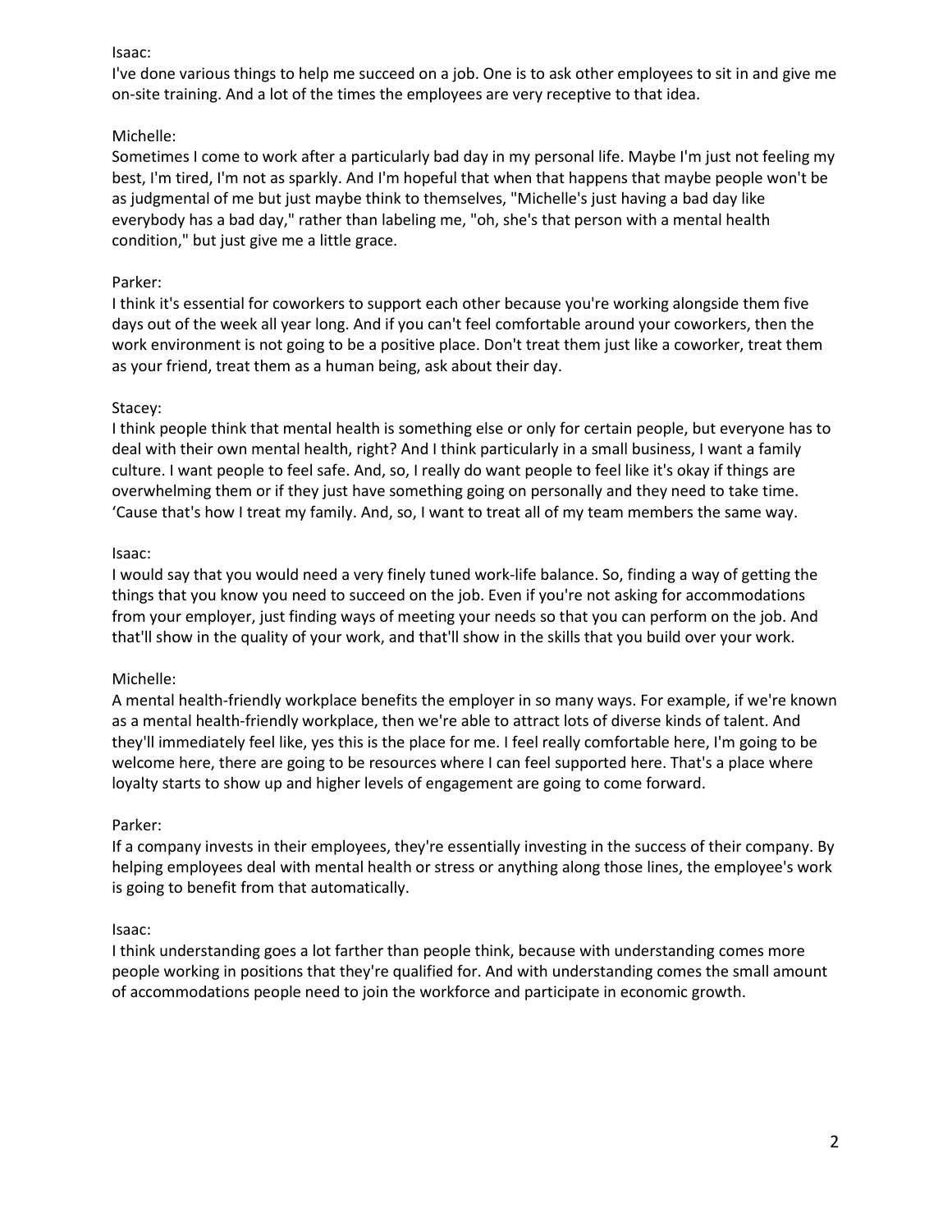Isaac:
I've done various things to help me succeed on a job. One is to ask other employees to sit in and give me on-site training. And a lot of the times the employees are very receptive to that idea.

Michelle:
Sometimes I come to work after a particularly bad day in my personal life. Maybe I'm just not feeling my best, I'm tired, I'm not as sparkly. And I'm hopeful that when that happens that maybe people won't be as judgmental of me but just maybe think to themselves, "Michelle's just having a bad day like everybody has a bad day," rather than labeling me, "oh, she's that person with a mental health condition," but just give me a little grace.

Parker:
I think it's essential for coworkers to support each other because you're working alongside them five days out of the week all year long. And if you can't feel comfortable around your coworkers, then the work environment is not going to be a positive place. Don't treat them just like a coworker, treat them as your friend, treat them as a human being, ask about their day.

Stacey:
I think people think that mental health is something else or only for certain people, but everyone has to deal with their own mental health, right? And I think particularly in a small business, I want a family culture. I want people to feel safe. And, so, I really do want people to feel like it's okay if things are overwhelming them or if they just have something going on personally and they need to take time. 'Cause that's how I treat my family. And, so, I want to treat all of my team members the same way.

Isaac:
I would say that you would need a very finely tuned work-life balance. So, finding a way of getting the things that you know you need to succeed on the job. Even if you're not asking for accommodations from your employer, just finding ways of meeting your needs so that you can perform on the job. And that'll show in the quality of your work, and that'll show in the skills that you build over your work.

Michelle:
A mental health-friendly workplace benefits the employer in so many ways. For example, if we're known as a mental health-friendly workplace, then we're able to attract lots of diverse kinds of talent. And they'll immediately feel like, yes this is the place for me. I feel really comfortable here, I'm going to be welcome here, there are going to be resources where I can feel supported here. That's a place where loyalty starts to show up and higher levels of engagement are going to come forward.

Parker:
If a company invests in their employees, they're essentially investing in the success of their company. By helping employees deal with mental health or stress or anything along those lines, the employee's work is going to benefit from that automatically.

Isaac:
I think understanding goes a lot farther than people think, because with understanding comes more people working in positions that they're qualified for. And with understanding comes the small amount of accommodations people need to join the workforce and participate in economic growth.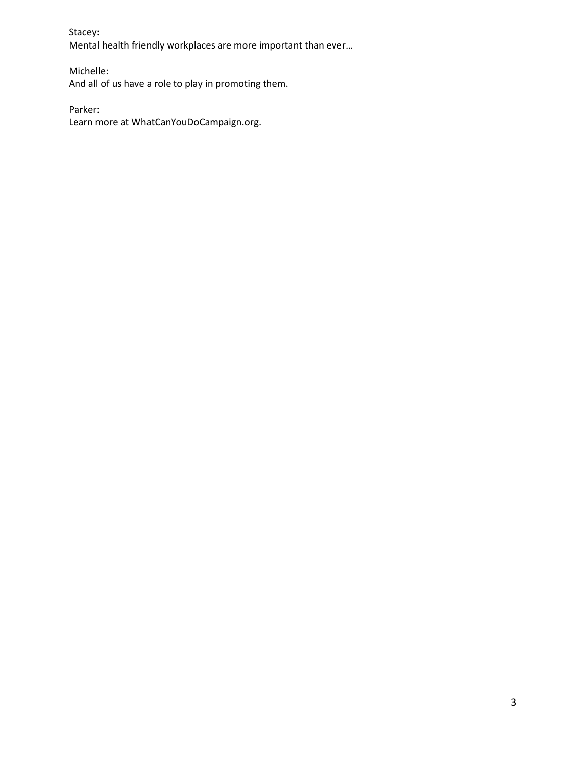Stacey:
Mental health friendly workplaces are more important than ever…

Michelle:
And all of us have a role to play in promoting them.

Parker:
Learn more at WhatCanYouDoCampaign.org.